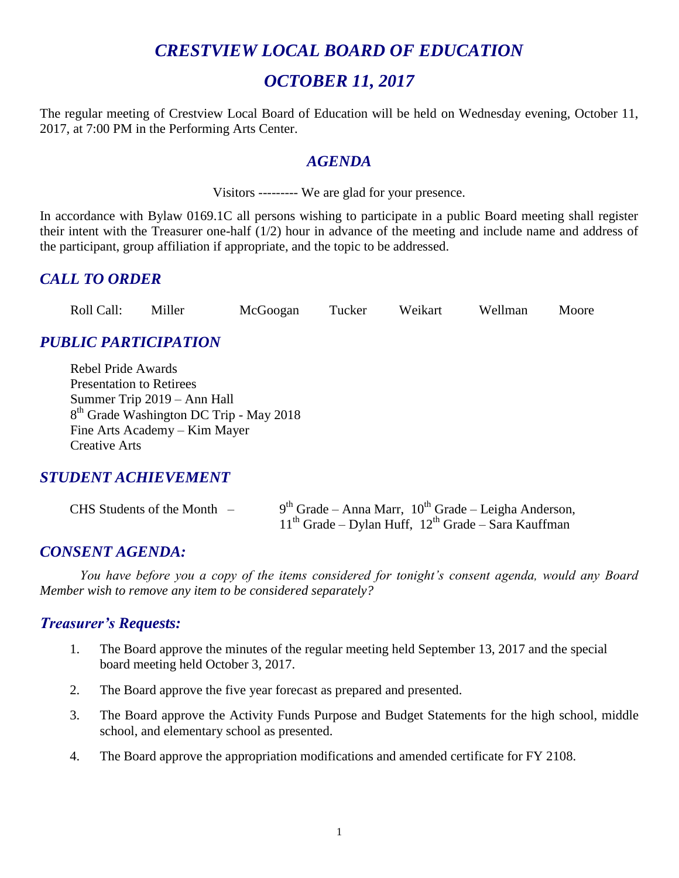# *CRESTVIEW LOCAL BOARD OF EDUCATION*

# *OCTOBER 11, 2017*

The regular meeting of Crestview Local Board of Education will be held on Wednesday evening, October 11, 2017, at 7:00 PM in the Performing Arts Center.

## *AGENDA*

Visitors --------- We are glad for your presence.

In accordance with Bylaw 0169.1C all persons wishing to participate in a public Board meeting shall register their intent with the Treasurer one-half (1/2) hour in advance of the meeting and include name and address of the participant, group affiliation if appropriate, and the topic to be addressed.

## *CALL TO ORDER*

Roll Call: Miller McGoogan Tucker Weikart Wellman Moore

## *PUBLIC PARTICIPATION*

Rebel Pride Awards
Presentation to Retirees
Summer Trip 2019 – Ann Hall
8th Grade Washington DC Trip - May 2018
Fine Arts Academy – Kim Mayer
Creative Arts

## *STUDENT ACHIEVEMENT*

CHS Students of the Month – 9th Grade – Anna Marr, 10th Grade – Leigha Anderson, 11th Grade – Dylan Huff, 12th Grade – Sara Kauffman

## *CONSENT AGENDA:*

*You have before you a copy of the items considered for tonight's consent agenda, would any Board Member wish to remove any item to be considered separately?*

## *Treasurer's Requests:*

1. The Board approve the minutes of the regular meeting held September 13, 2017 and the special board meeting held October 3, 2017.
2. The Board approve the five year forecast as prepared and presented.
3. The Board approve the Activity Funds Purpose and Budget Statements for the high school, middle school, and elementary school as presented.
4. The Board approve the appropriation modifications and amended certificate for FY 2108.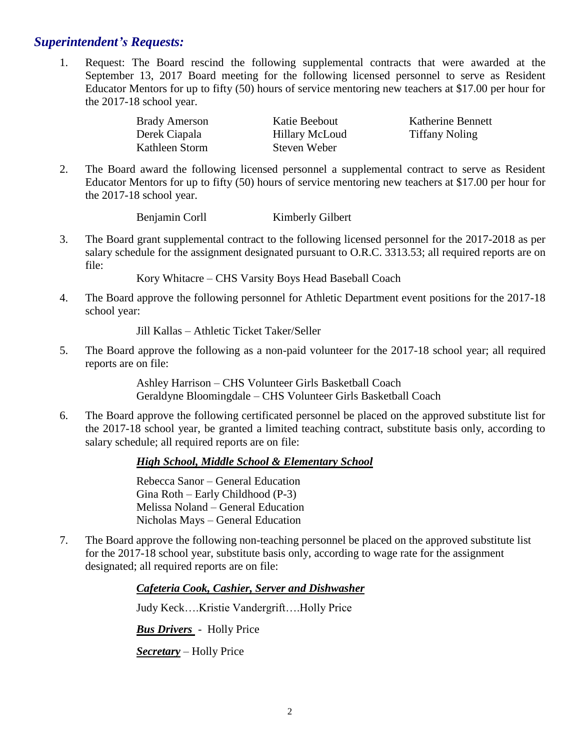## *Superintendent's Requests:*

1. Request: The Board rescind the following supplemental contracts that were awarded at the September 13, 2017 Board meeting for the following licensed personnel to serve as Resident Educator Mentors for up to fifty (50) hours of service mentoring new teachers at $17.00 per hour for the 2017-18 school year.

| | | |
|---|---|---|
| Brady Amerson | Katie Beebout | Katherine Bennett |
| Derek Ciapala | Hillary McLoud | Tiffany Noling |
| Kathleen Storm | Steven Weber | |

2. The Board award the following licensed personnel a supplemental contract to serve as Resident Educator Mentors for up to fifty (50) hours of service mentoring new teachers at $17.00 per hour for the 2017-18 school year.

   Benjamin Corll    Kimberly Gilbert

3. The Board grant supplemental contract to the following licensed personnel for the 2017-2018 as per salary schedule for the assignment designated pursuant to O.R.C. 3313.53; all required reports are on file:

   Kory Whitacre – CHS Varsity Boys Head Baseball Coach

4. The Board approve the following personnel for Athletic Department event positions for the 2017-18 school year:

   Jill Kallas – Athletic Ticket Taker/Seller

5. The Board approve the following as a non-paid volunteer for the 2017-18 school year; all required reports are on file:

   Ashley Harrison – CHS Volunteer Girls Basketball Coach
   Geraldyne Bloomingdale – CHS Volunteer Girls Basketball Coach

6. The Board approve the following certificated personnel be placed on the approved substitute list for the 2017-18 school year, be granted a limited teaching contract, substitute basis only, according to salary schedule; all required reports are on file:

   ***High School, Middle School & Elementary School***

   Rebecca Sanor – General Education
   Gina Roth – Early Childhood (P-3)
   Melissa Noland – General Education
   Nicholas Mays – General Education

7. The Board approve the following non-teaching personnel be placed on the approved substitute list for the 2017-18 school year, substitute basis only, according to wage rate for the assignment designated; all required reports are on file:

   ***Cafeteria Cook, Cashier, Server and Dishwasher***

   Judy Keck….Kristie Vandergrift….Holly Price

   ***Bus Drivers*** - Holly Price

   ***Secretary*** – Holly Price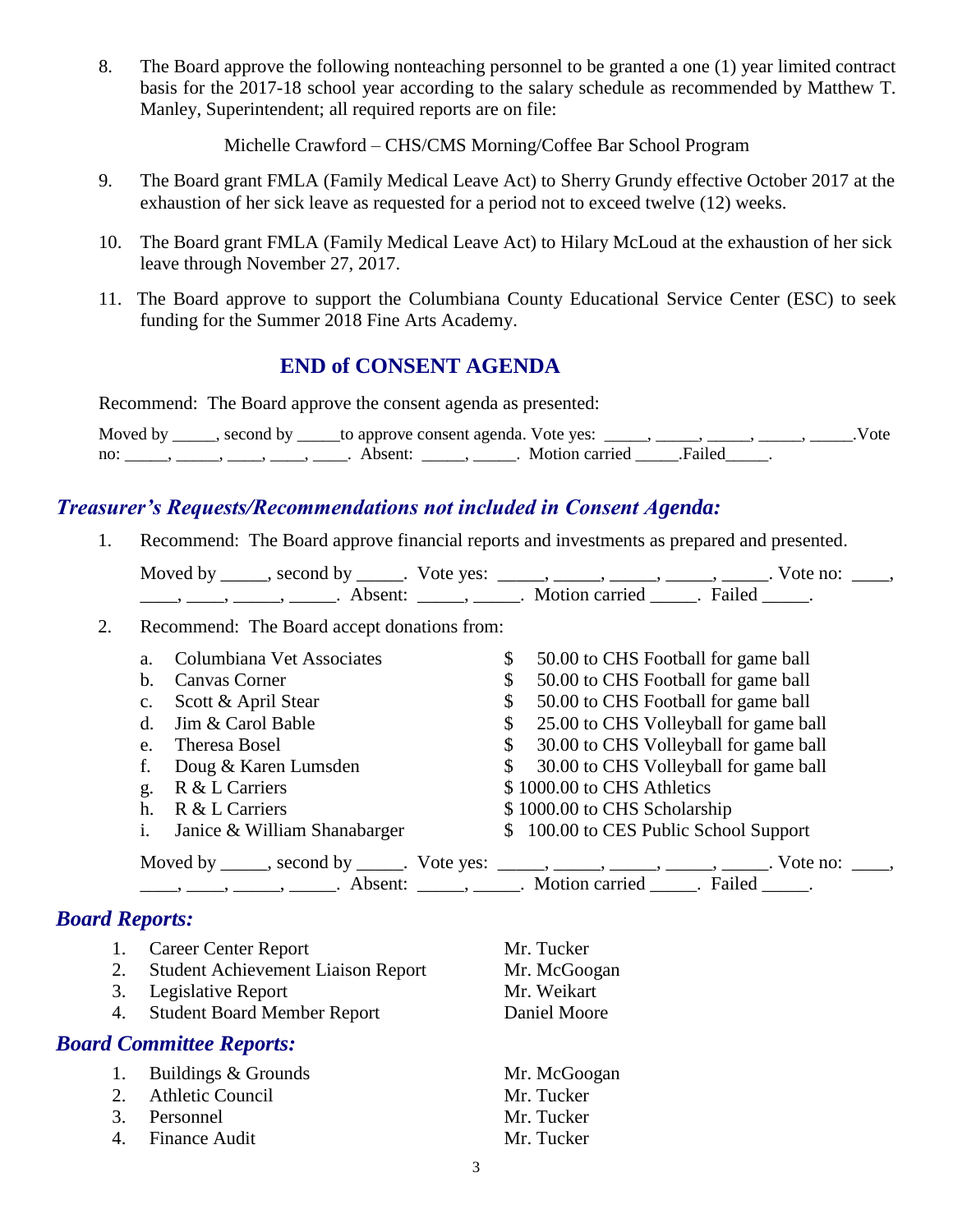8. The Board approve the following nonteaching personnel to be granted a one (1) year limited contract basis for the 2017-18 school year according to the salary schedule as recommended by Matthew T. Manley, Superintendent; all required reports are on file:

   Michelle Crawford – CHS/CMS Morning/Coffee Bar School Program

9. The Board grant FMLA (Family Medical Leave Act) to Sherry Grundy effective October 2017 at the exhaustion of her sick leave as requested for a period not to exceed twelve (12) weeks.

10. The Board grant FMLA (Family Medical Leave Act) to Hilary McLoud at the exhaustion of her sick leave through November 27, 2017.

11. The Board approve to support the Columbiana County Educational Service Center (ESC) to seek funding for the Summer 2018 Fine Arts Academy.

## END of CONSENT AGENDA

Recommend: The Board approve the consent agenda as presented:

Moved by _____, second by _____to approve consent agenda. Vote yes: _____, _____, _____, _____, _____.Vote no: _____, _____, ____, ____, ____. Absent: _____, _____. Motion carried _____.Failed_____.

## *Treasurer's Requests/Recommendations not included in Consent Agenda:*

1. Recommend: The Board approve financial reports and investments as prepared and presented.

   Moved by _____, second by _____. Vote yes: _____, _____, _____, _____, _____. Vote no: ____, ____, ____, _____, _____. Absent: _____, _____. Motion carried _____. Failed _____.

2. Recommend: The Board accept donations from:

   a. Columbiana Vet Associates — $ 50.00 to CHS Football for game ball
   b. Canvas Corner — $ 50.00 to CHS Football for game ball
   c. Scott & April Stear — $ 50.00 to CHS Football for game ball
   d. Jim & Carol Bable — $ 25.00 to CHS Volleyball for game ball
   e. Theresa Bosel — $ 30.00 to CHS Volleyball for game ball
   f. Doug & Karen Lumsden — $ 30.00 to CHS Volleyball for game ball
   g. R & L Carriers — $ 1000.00 to CHS Athletics
   h. R & L Carriers — $ 1000.00 to CHS Scholarship
   i. Janice & William Shanabarger — $ 100.00 to CES Public School Support

   Moved by _____, second by _____. Vote yes: _____, _____, _____, _____, _____. Vote no: ____, ____, ____, _____, _____. Absent: _____, _____. Motion carried _____. Failed _____.

## *Board Reports:*

1. Career Center Report — Mr. Tucker
2. Student Achievement Liaison Report — Mr. McGoogan
3. Legislative Report — Mr. Weikart
4. Student Board Member Report — Daniel Moore

## *Board Committee Reports:*

1. Buildings & Grounds — Mr. McGoogan
2. Athletic Council — Mr. Tucker
3. Personnel — Mr. Tucker
4. Finance Audit — Mr. Tucker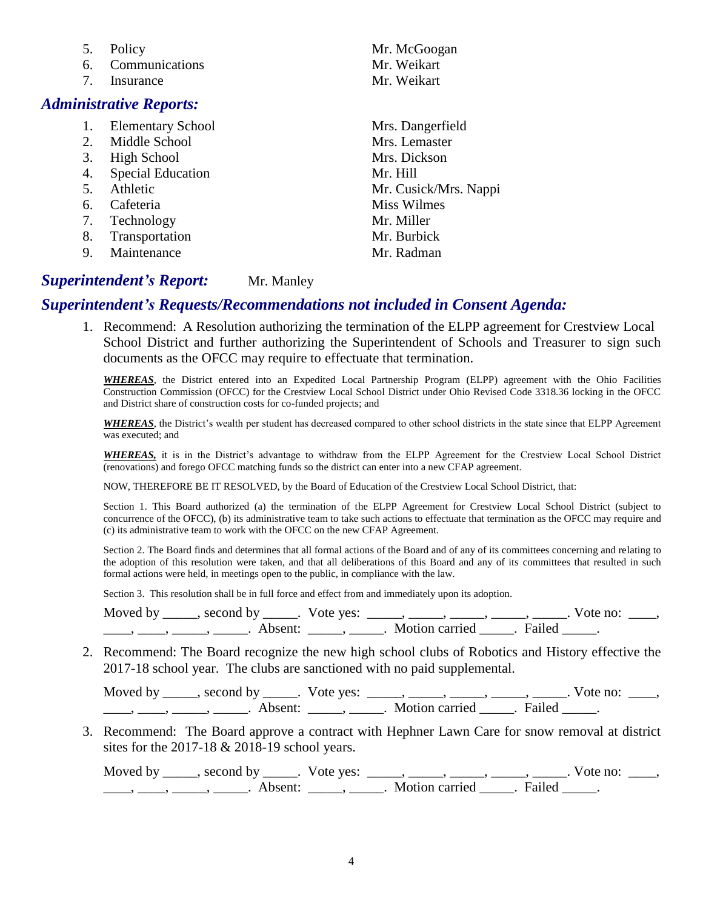5. Policy — Mr. McGoogan
6. Communications — Mr. Weikart
7. Insurance — Mr. Weikart

## *Administrative Reports:*

1. Elementary School — Mrs. Dangerfield
2. Middle School — Mrs. Lemaster
3. High School — Mrs. Dickson
4. Special Education — Mr. Hill
5. Athletic — Mr. Cusick/Mrs. Nappi
6. Cafeteria — Miss Wilmes
7. Technology — Mr. Miller
8. Transportation — Mr. Burbick
9. Maintenance — Mr. Radman

## *Superintendent's Report:* Mr. Manley

## *Superintendent's Requests/Recommendations not included in Consent Agenda:*

1. Recommend: A Resolution authorizing the termination of the ELPP agreement for Crestview Local School District and further authorizing the Superintendent of Schools and Treasurer to sign such documents as the OFCC may require to effectuate that termination.

   ***WHEREAS***, the District entered into an Expedited Local Partnership Program (ELPP) agreement with the Ohio Facilities Construction Commission (OFCC) for the Crestview Local School District under Ohio Revised Code 3318.36 locking in the OFCC and District share of construction costs for co-funded projects; and

   ***WHEREAS***, the District's wealth per student has decreased compared to other school districts in the state since that ELPP Agreement was executed; and

   ***WHEREAS,*** it is in the District's advantage to withdraw from the ELPP Agreement for the Crestview Local School District (renovations) and forego OFCC matching funds so the district can enter into a new CFAP agreement.

   NOW, THEREFORE BE IT RESOLVED, by the Board of Education of the Crestview Local School District, that:

   Section 1. This Board authorized (a) the termination of the ELPP Agreement for Crestview Local School District (subject to concurrence of the OFCC), (b) its administrative team to take such actions to effectuate that termination as the OFCC may require and (c) its administrative team to work with the OFCC on the new CFAP Agreement.

   Section 2. The Board finds and determines that all formal actions of the Board and of any of its committees concerning and relating to the adoption of this resolution were taken, and that all deliberations of this Board and any of its committees that resulted in such formal actions were held, in meetings open to the public, in compliance with the law.

   Section 3. This resolution shall be in full force and effect from and immediately upon its adoption.

   Moved by _____, second by _____. Vote yes: _____, _____, _____, _____, _____. Vote no: ____, ____, ____, _____, _____. Absent: _____, _____. Motion carried _____. Failed _____.

2. Recommend: The Board recognize the new high school clubs of Robotics and History effective the 2017-18 school year. The clubs are sanctioned with no paid supplemental.

   Moved by _____, second by _____. Vote yes: _____, _____, _____, _____, _____. Vote no: ____, ____, ____, _____, _____. Absent: _____, _____. Motion carried _____. Failed _____.

3. Recommend: The Board approve a contract with Hephner Lawn Care for snow removal at district sites for the 2017-18 & 2018-19 school years.

   Moved by _____, second by _____. Vote yes: _____, _____, _____, _____, _____. Vote no: ____, ____, ____, _____, _____. Absent: _____, _____. Motion carried _____. Failed _____.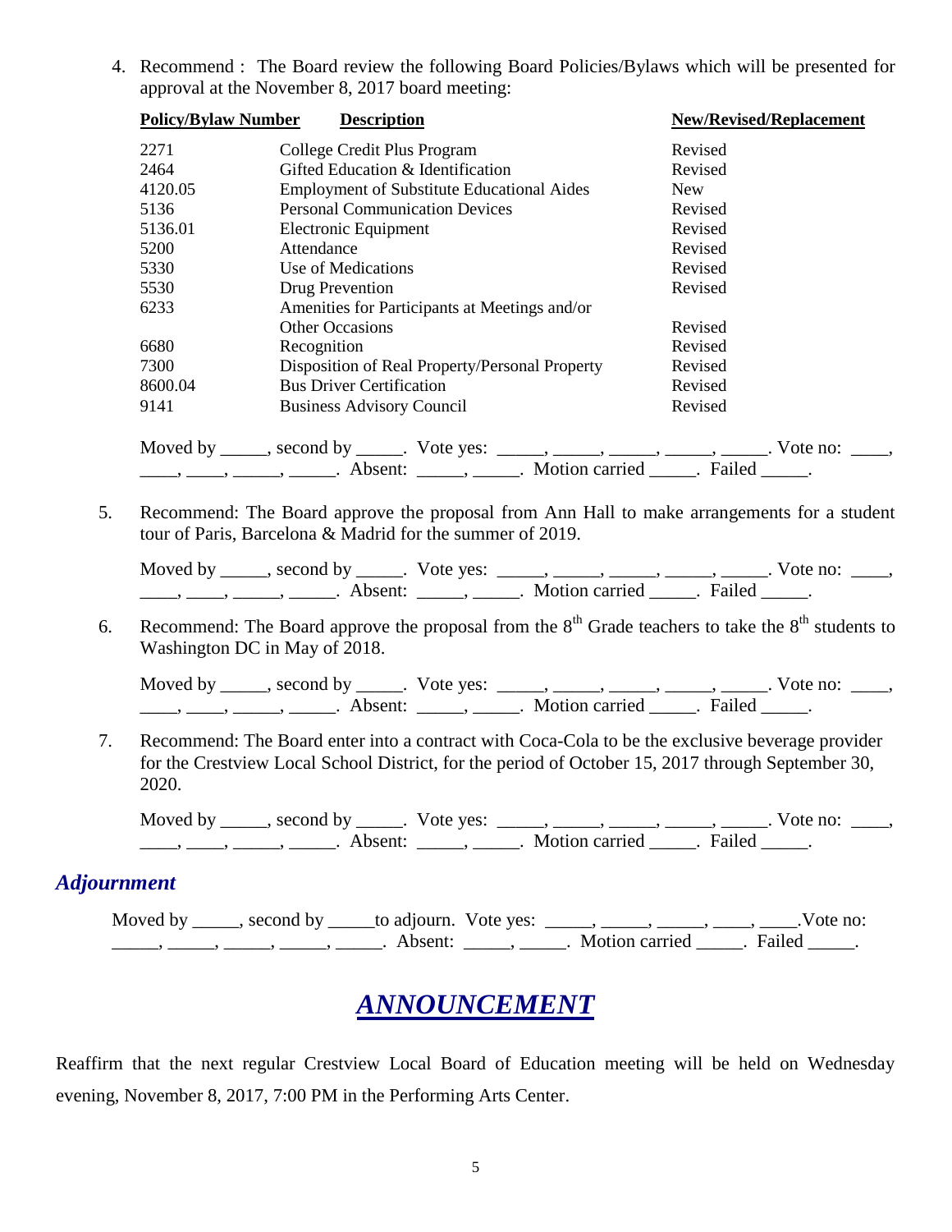4. Recommend : The Board review the following Board Policies/Bylaws which will be presented for approval at the November 8, 2017 board meeting:

| **Policy/Bylaw Number** | **Description** | **New/Revised/Replacement** |
|---|---|---|
| 2271 | College Credit Plus Program | Revised |
| 2464 | Gifted Education & Identification | Revised |
| 4120.05 | Employment of Substitute Educational Aides | New |
| 5136 | Personal Communication Devices | Revised |
| 5136.01 | Electronic Equipment | Revised |
| 5200 | Attendance | Revised |
| 5330 | Use of Medications | Revised |
| 5530 | Drug Prevention | Revised |
| 6233 | Amenities for Participants at Meetings and/or Other Occasions | Revised |
| 6680 | Recognition | Revised |
| 7300 | Disposition of Real Property/Personal Property | Revised |
| 8600.04 | Bus Driver Certification | Revised |
| 9141 | Business Advisory Council | Revised |

Moved by _____, second by _____. Vote yes: _____, _____, _____, _____, _____. Vote no: ____, ____, ____, _____, _____. Absent: _____, _____. Motion carried _____. Failed _____.

5. Recommend: The Board approve the proposal from Ann Hall to make arrangements for a student tour of Paris, Barcelona & Madrid for the summer of 2019.

Moved by _____, second by _____. Vote yes: _____, _____, _____, _____, _____. Vote no: ____, ____, ____, _____, _____. Absent: _____, _____. Motion carried _____. Failed _____.

6. Recommend: The Board approve the proposal from the 8th Grade teachers to take the 8th students to Washington DC in May of 2018.

Moved by _____, second by _____. Vote yes: _____, _____, _____, _____, _____. Vote no: ____, ____, ____, _____, _____. Absent: _____, _____. Motion carried _____. Failed _____.

7. Recommend: The Board enter into a contract with Coca-Cola to be the exclusive beverage provider for the Crestview Local School District, for the period of October 15, 2017 through September 30, 2020.

Moved by _____, second by _____. Vote yes: _____, _____, _____, _____, _____. Vote no: ____, ____, ____, _____, _____. Absent: _____, _____. Motion carried _____. Failed _____.

## *Adjournment*

Moved by _____, second by _____to adjourn. Vote yes: _____, _____, _____, ____, ____.Vote no: _____, _____, _____, _____, _____. Absent: _____, _____. Motion carried _____. Failed _____.

# *ANNOUNCEMENT*

Reaffirm that the next regular Crestview Local Board of Education meeting will be held on Wednesday evening, November 8, 2017, 7:00 PM in the Performing Arts Center.